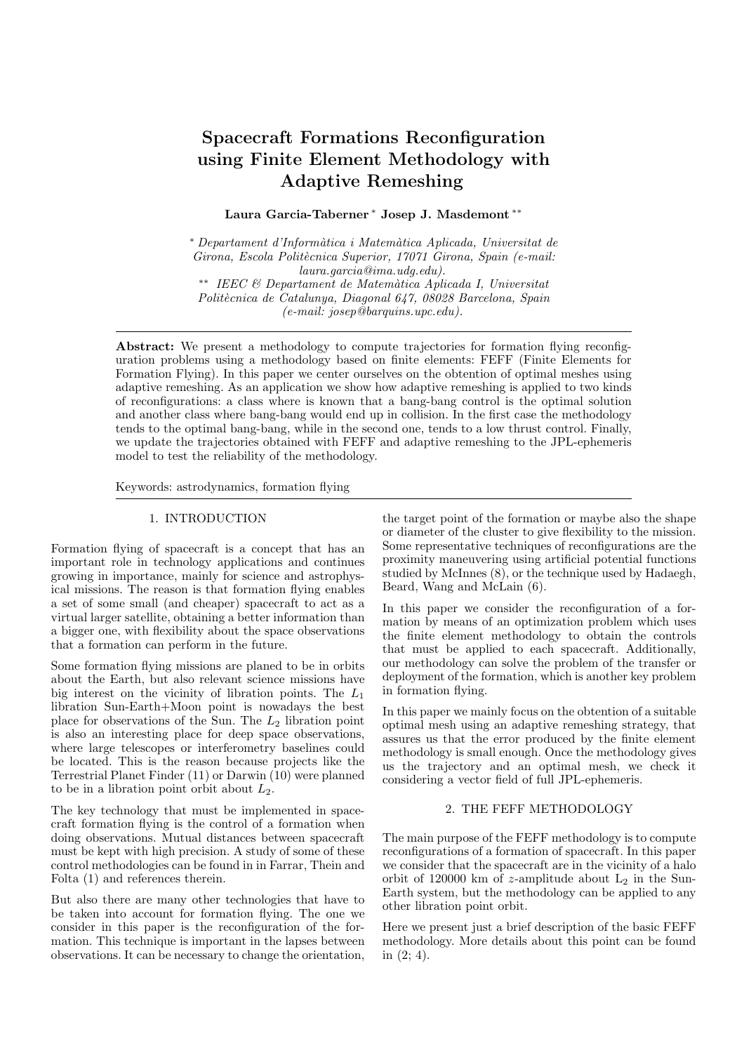# Spacecraft Formations Reconfiguration using Finite Element Methodology with Adaptive Remeshing

**Laura Garcia-Taberner** [*] **Josep J. Masdemont** [**]

[*] *Departament d'Informàtica i Matemàtica Aplicada, Universitat de Girona, Escola Politècnica Superior, 17071 Girona, Spain (e-mail: laura.garcia@ima.udg.edu).*
[**] *IEEC & Departament de Matemàtica Aplicada I, Universitat Politècnica de Catalunya, Diagonal 647, 08028 Barcelona, Spain (e-mail: josep@barquins.upc.edu).*

---

**Abstract:** We present a methodology to compute trajectories for formation flying reconfiguration problems using a methodology based on finite elements: FEFF (Finite Elements for Formation Flying). In this paper we center ourselves on the obtention of optimal meshes using adaptive remeshing. As an application we show how adaptive remeshing is applied to two kinds of reconfigurations: a class where is known that a bang-bang control is the optimal solution and another class where bang-bang would end up in collision. In the first case the methodology tends to the optimal bang-bang, while in the second one, tends to a low thrust control. Finally, we update the trajectories obtained with FEFF and adaptive remeshing to the JPL-ephemeris model to test the reliability of the methodology.

Keywords: astrodynamics, formation flying

---

## 1. INTRODUCTION

Formation flying of spacecraft is a concept that has an important role in technology applications and continues growing in importance, mainly for science and astrophysical missions. The reason is that formation flying enables a set of some small (and cheaper) spacecraft to act as a virtual larger satellite, obtaining a better information than a bigger one, with flexibility about the space observations that a formation can perform in the future.

Some formation flying missions are planed to be in orbits about the Earth, but also relevant science missions have big interest on the vicinity of libration points. The $L_1$ libration Sun-Earth+Moon point is nowadays the best place for observations of the Sun. The $L_2$ libration point is also an interesting place for deep space observations, where large telescopes or interferometry baselines could be located. This is the reason because projects like the Terrestrial Planet Finder (11) or Darwin (10) were planned to be in a libration point orbit about $L_2$.

The key technology that must be implemented in spacecraft formation flying is the control of a formation when doing observations. Mutual distances between spacecraft must be kept with high precision. A study of some of these control methodologies can be found in in Farrar, Thein and Folta (1) and references therein.

But also there are many other technologies that have to be taken into account for formation flying. The one we consider in this paper is the reconfiguration of the formation. This technique is important in the lapses between observations. It can be necessary to change the orientation, the target point of the formation or maybe also the shape or diameter of the cluster to give flexibility to the mission. Some representative techniques of reconfigurations are the proximity maneuvering using artificial potential functions studied by McInnes (8), or the technique used by Hadaegh, Beard, Wang and McLain (6).

In this paper we consider the reconfiguration of a formation by means of an optimization problem which uses the finite element methodology to obtain the controls that must be applied to each spacecraft. Additionally, our methodology can solve the problem of the transfer or deployment of the formation, which is another key problem in formation flying.

In this paper we mainly focus on the obtention of a suitable optimal mesh using an adaptive remeshing strategy, that assures us that the error produced by the finite element methodology is small enough. Once the methodology gives us the trajectory and an optimal mesh, we check it considering a vector field of full JPL-ephemeris.

## 2. THE FEFF METHODOLOGY

The main purpose of the FEFF methodology is to compute reconfigurations of a formation of spacecraft. In this paper we consider that the spacecraft are in the vicinity of a halo orbit of 120000 km of $z$-amplitude about $L_2$ in the Sun-Earth system, but the methodology can be applied to any other libration point orbit.

Here we present just a brief description of the basic FEFF methodology. More details about this point can be found in (2; 4).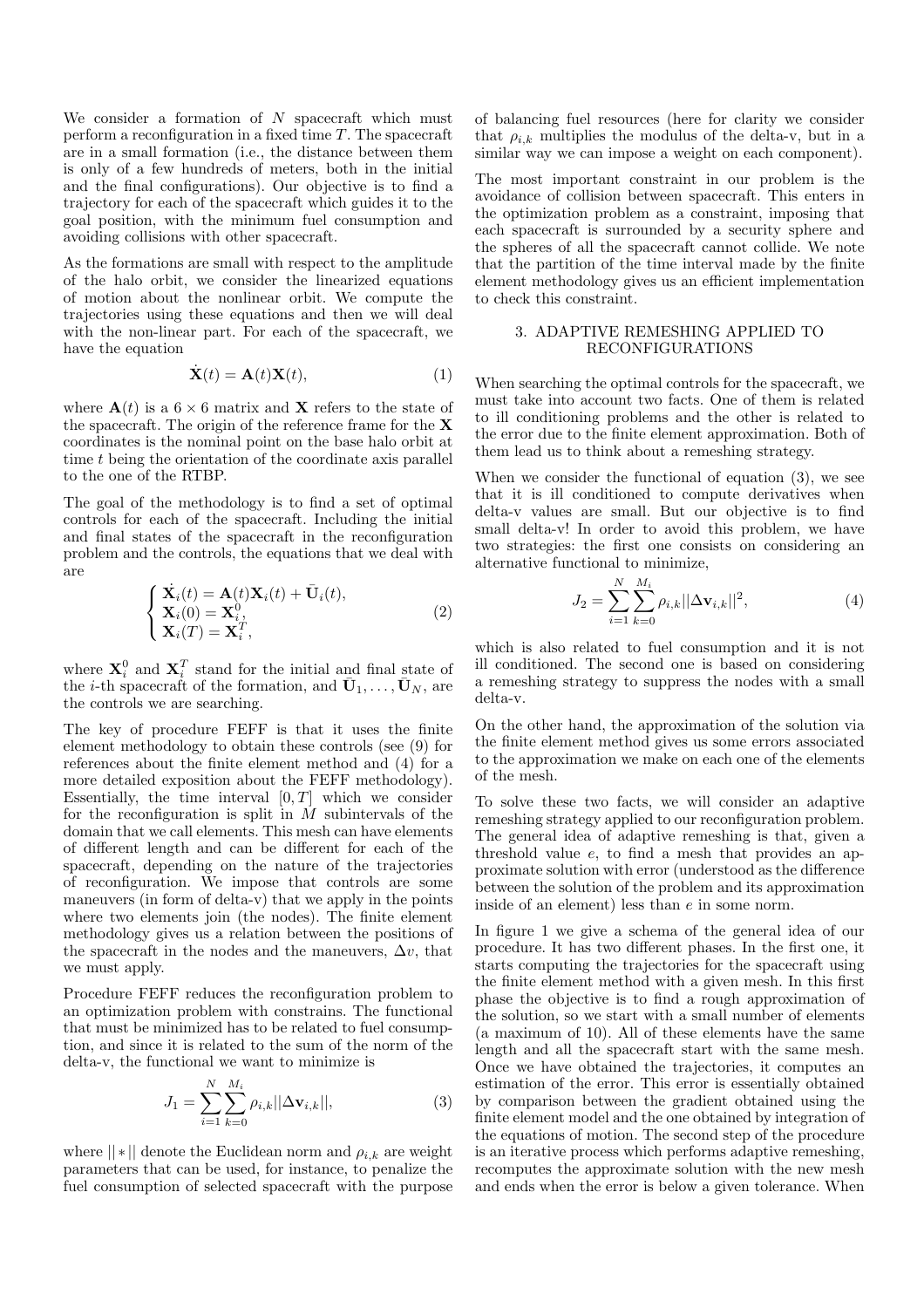We consider a formation of $N$ spacecraft which must perform a reconfiguration in a fixed time $T$. The spacecraft are in a small formation (i.e., the distance between them is only of a few hundreds of meters, both in the initial and the final configurations). Our objective is to find a trajectory for each of the spacecraft which guides it to the goal position, with the minimum fuel consumption and avoiding collisions with other spacecraft.

As the formations are small with respect to the amplitude of the halo orbit, we consider the linearized equations of motion about the nonlinear orbit. We compute the trajectories using these equations and then we will deal with the non-linear part. For each of the spacecraft, we have the equation

$$\dot{\mathbf{X}}(t) = \mathbf{A}(t)\mathbf{X}(t), \tag{1}$$

where $\mathbf{A}(t)$ is a $6 \times 6$ matrix and $\mathbf{X}$ refers to the state of the spacecraft. The origin of the reference frame for the $\mathbf{X}$ coordinates is the nominal point on the base halo orbit at time $t$ being the orientation of the coordinate axis parallel to the one of the RTBP.

The goal of the methodology is to find a set of optimal controls for each of the spacecraft. Including the initial and final states of the spacecraft in the reconfiguration problem and the controls, the equations that we deal with are

$$\begin{cases} \dot{\mathbf{X}}_i(t) = \mathbf{A}(t)\mathbf{X}_i(t) + \bar{\mathbf{U}}_i(t), \\ \mathbf{X}_i(0) = \mathbf{X}_i^0, \\ \mathbf{X}_i(T) = \mathbf{X}_i^T, \end{cases} \tag{2}$$

where $\mathbf{X}_i^0$ and $\mathbf{X}_i^T$ stand for the initial and final state of the $i$-th spacecraft of the formation, and $\bar{\mathbf{U}}_1, \ldots, \bar{\mathbf{U}}_N$, are the controls we are searching.

The key of procedure FEFF is that it uses the finite element methodology to obtain these controls (see (9) for references about the finite element method and (4) for a more detailed exposition about the FEFF methodology). Essentially, the time interval $[0, T]$ which we consider for the reconfiguration is split in $M$ subintervals of the domain that we call elements. This mesh can have elements of different length and can be different for each of the spacecraft, depending on the nature of the trajectories of reconfiguration. We impose that controls are some maneuvers (in form of delta-v) that we apply in the points where two elements join (the nodes). The finite element methodology gives us a relation between the positions of the spacecraft in the nodes and the maneuvers, $\Delta v$, that we must apply.

Procedure FEFF reduces the reconfiguration problem to an optimization problem with constrains. The functional that must be minimized has to be related to fuel consumption, and since it is related to the sum of the norm of the delta-v, the functional we want to minimize is

$$J_1 = \sum_{i=1}^{N} \sum_{k=0}^{M_i} \rho_{i,k} ||\Delta \mathbf{v}_{i,k}||, \tag{3}$$

where $|| * ||$ denote the Euclidean norm and $\rho_{i,k}$ are weight parameters that can be used, for instance, to penalize the fuel consumption of selected spacecraft with the purpose of balancing fuel resources (here for clarity we consider that $\rho_{i,k}$ multiplies the modulus of the delta-v, but in a similar way we can impose a weight on each component).

The most important constraint in our problem is the avoidance of collision between spacecraft. This enters in the optimization problem as a constraint, imposing that each spacecraft is surrounded by a security sphere and the spheres of all the spacecraft cannot collide. We note that the partition of the time interval made by the finite element methodology gives us an efficient implementation to check this constraint.

## 3. ADAPTIVE REMESHING APPLIED TO RECONFIGURATIONS

When searching the optimal controls for the spacecraft, we must take into account two facts. One of them is related to ill conditioning problems and the other is related to the error due to the finite element approximation. Both of them lead us to think about a remeshing strategy.

When we consider the functional of equation (3), we see that it is ill conditioned to compute derivatives when delta-v values are small. But our objective is to find small delta-v! In order to avoid this problem, we have two strategies: the first one consists on considering an alternative functional to minimize,

$$J_2 = \sum_{i=1}^{N} \sum_{k=0}^{M_i} \rho_{i,k} ||\Delta \mathbf{v}_{i,k}||^2, \tag{4}$$

which is also related to fuel consumption and it is not ill conditioned. The second one is based on considering a remeshing strategy to suppress the nodes with a small delta-v.

On the other hand, the approximation of the solution via the finite element method gives us some errors associated to the approximation we make on each one of the elements of the mesh.

To solve these two facts, we will consider an adaptive remeshing strategy applied to our reconfiguration problem. The general idea of adaptive remeshing is that, given a threshold value $e$, to find a mesh that provides an approximate solution with error (understood as the difference between the solution of the problem and its approximation inside of an element) less than $e$ in some norm.

In figure 1 we give a schema of the general idea of our procedure. It has two different phases. In the first one, it starts computing the trajectories for the spacecraft using the finite element method with a given mesh. In this first phase the objective is to find a rough approximation of the solution, so we start with a small number of elements (a maximum of 10). All of these elements have the same length and all the spacecraft start with the same mesh. Once we have obtained the trajectories, it computes an estimation of the error. This error is essentially obtained by comparison between the gradient obtained using the finite element model and the one obtained by integration of the equations of motion. The second step of the procedure is an iterative process which performs adaptive remeshing, recomputes the approximate solution with the new mesh and ends when the error is below a given tolerance. When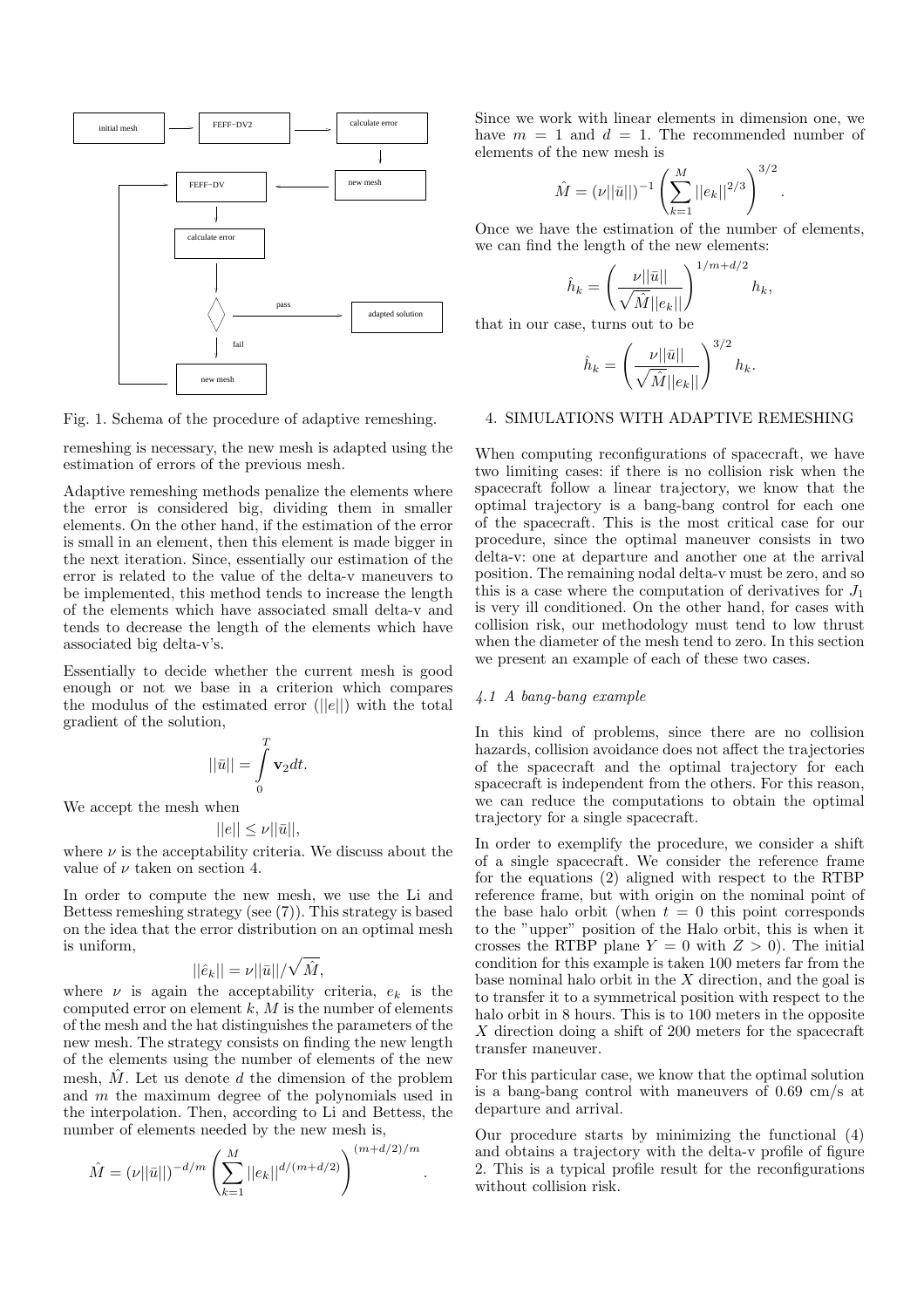Fig. 1. Schema of the procedure of adaptive remeshing.

remeshing is necessary, the new mesh is adapted using the estimation of errors of the previous mesh.

Adaptive remeshing methods penalize the elements where the error is considered big, dividing them in smaller elements. On the other hand, if the estimation of the error is small in an element, then this element is made bigger in the next iteration. Since, essentially our estimation of the error is related to the value of the delta-v maneuvers to be implemented, this method tends to increase the length of the elements which have associated small delta-v and tends to decrease the length of the elements which have associated big delta-v's.

Essentially to decide whether the current mesh is good enough or not we base in a criterion which compares the modulus of the estimated error ($||e||$) with the total gradient of the solution,

$$||\bar{u}|| = \int_0^T \mathbf{v}_2 dt.$$

We accept the mesh when

$$||e|| \leq \nu ||\bar{u}||,$$

where $\nu$ is the acceptability criteria. We discuss about the value of $\nu$ taken on section 4.

In order to compute the new mesh, we use the Li and Bettess remeshing strategy (see (7)). This strategy is based on the idea that the error distribution on an optimal mesh is uniform,

$$||\hat{e}_k|| = \nu ||\bar{u}|| / \sqrt{\hat{M}},$$

where $\nu$ is again the acceptability criteria, $e_k$ is the computed error on element $k$, $M$ is the number of elements of the mesh and the hat distinguishes the parameters of the new mesh. The strategy consists on finding the new length of the elements using the number of elements of the new mesh, $\hat{M}$. Let us denote $d$ the dimension of the problem and $m$ the maximum degree of the polynomials used in the interpolation. Then, according to Li and Bettess, the number of elements needed by the new mesh is,

$$\hat{M} = (\nu ||\bar{u}||)^{-d/m} \left( \sum_{k=1}^{M} ||e_k||^{d/(m+d/2)} \right)^{(m+d/2)/m}.$$

Since we work with linear elements in dimension one, we have $m = 1$ and $d = 1$. The recommended number of elements of the new mesh is

$$\hat{M} = (\nu ||\bar{u}||)^{-1} \left( \sum_{k=1}^{M} ||e_k||^{2/3} \right)^{3/2}.$$

Once we have the estimation of the number of elements, we can find the length of the new elements:

$$\hat{h}_k = \left( \frac{\nu ||\bar{u}||}{\sqrt{\hat{M}} ||e_k||} \right)^{1/m+d/2} h_k,$$

that in our case, turns out to be

$$\hat{h}_k = \left( \frac{\nu ||\bar{u}||}{\sqrt{\hat{M}} ||e_k||} \right)^{3/2} h_k.$$

## 4. SIMULATIONS WITH ADAPTIVE REMESHING

When computing reconfigurations of spacecraft, we have two limiting cases: if there is no collision risk when the spacecraft follow a linear trajectory, we know that the optimal trajectory is a bang-bang control for each one of the spacecraft. This is the most critical case for our procedure, since the optimal maneuver consists in two delta-v: one at departure and another one at the arrival position. The remaining nodal delta-v must be zero, and so this is a case where the computation of derivatives for $J_1$ is very ill conditioned. On the other hand, for cases with collision risk, our methodology must tend to low thrust when the diameter of the mesh tend to zero. In this section we present an example of each of these two cases.

### *4.1 A bang-bang example*

In this kind of problems, since there are no collision hazards, collision avoidance does not affect the trajectories of the spacecraft and the optimal trajectory for each spacecraft is independent from the others. For this reason, we can reduce the computations to obtain the optimal trajectory for a single spacecraft.

In order to exemplify the procedure, we consider a shift of a single spacecraft. We consider the reference frame for the equations (2) aligned with respect to the RTBP reference frame, but with origin on the nominal point of the base halo orbit (when $t = 0$ this point corresponds to the "upper" position of the Halo orbit, this is when it crosses the RTBP plane $Y = 0$ with $Z > 0$). The initial condition for this example is taken 100 meters far from the base nominal halo orbit in the $X$ direction, and the goal is to transfer it to a symmetrical position with respect to the halo orbit in 8 hours. This is to 100 meters in the opposite $X$ direction doing a shift of 200 meters for the spacecraft transfer maneuver.

For this particular case, we know that the optimal solution is a bang-bang control with maneuvers of 0.69 cm/s at departure and arrival.

Our procedure starts by minimizing the functional (4) and obtains a trajectory with the delta-v profile of figure 2. This is a typical profile result for the reconfigurations without collision risk.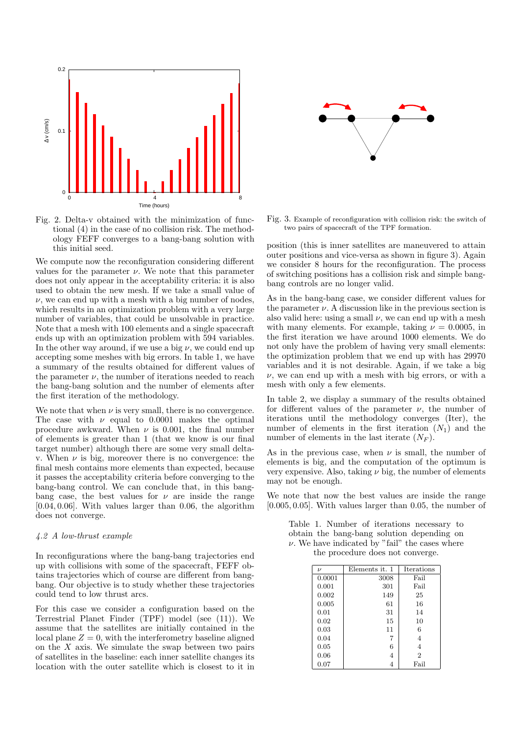Fig. 2. Delta-v obtained with the minimization of functional (4) in the case of no collision risk. The methodology FEFF converges to a bang-bang solution with this initial seed.

We compute now the reconfiguration considering different values for the parameter $\nu$. We note that this parameter does not only appear in the acceptability criteria: it is also used to obtain the new mesh. If we take a small value of $\nu$, we can end up with a mesh with a big number of nodes, which results in an optimization problem with a very large number of variables, that could be unsolvable in practice. Note that a mesh with 100 elements and a single spacecraft ends up with an optimization problem with 594 variables. In the other way around, if we use a big $\nu$, we could end up accepting some meshes with big errors. In table 1, we have a summary of the results obtained for different values of the parameter $\nu$, the number of iterations needed to reach the bang-bang solution and the number of elements after the first iteration of the methodology.

We note that when $\nu$ is very small, there is no convergence. The case with $\nu$ equal to 0.0001 makes the optimal procedure awkward. When $\nu$ is 0.001, the final number of elements is greater than 1 (that we know is our final target number) although there are some very small delta-v. When $\nu$ is big, moreover there is no convergence: the final mesh contains more elements than expected, because it passes the acceptability criteria before converging to the bang-bang control. We can conclude that, in this bang-bang case, the best values for $\nu$ are inside the range $[0.04, 0.06]$. With values larger than 0.06, the algorithm does not converge.

### *4.2 A low-thrust example*

In reconfigurations where the bang-bang trajectories end up with collisions with some of the spacecraft, FEFF obtains trajectories which of course are different from bang-bang. Our objective is to study whether these trajectories could tend to low thrust arcs.

For this case we consider a configuration based on the Terrestrial Planet Finder (TPF) model (see (11)). We assume that the satellites are initially contained in the local plane $Z = 0$, with the interferometry baseline aligned on the $X$ axis. We simulate the swap between two pairs of satellites in the baseline: each inner satellite changes its location with the outer satellite which is closest to it in

Fig. 3. Example of reconfiguration with collision risk: the switch of two pairs of spacecraft of the TPF formation.

position (this is inner satellites are maneuvered to attain outer positions and vice-versa as shown in figure 3). Again we consider 8 hours for the reconfiguration. The process of switching positions has a collision risk and simple bang-bang controls are no longer valid.

As in the bang-bang case, we consider different values for the parameter $\nu$. A discussion like in the previous section is also valid here: using a small $\nu$, we can end up with a mesh with many elements. For example, taking $\nu = 0.0005$, in the first iteration we have around 1000 elements. We do not only have the problem of having very small elements: the optimization problem that we end up with has 29970 variables and it is not desirable. Again, if we take a big $\nu$, we can end up with a mesh with big errors, or with a mesh with only a few elements.

In table 2, we display a summary of the results obtained for different values of the parameter $\nu$, the number of iterations until the methodology converges (Iter), the number of elements in the first iteration ($N_1$) and the number of elements in the last iterate ($N_F$).

As in the previous case, when $\nu$ is small, the number of elements is big, and the computation of the optimum is very expensive. Also, taking $\nu$ big, the number of elements may not be enough.

We note that now the best values are inside the range $[0.005, 0.05]$. With values larger than 0.05, the number of

Table 1. Number of iterations necessary to obtain the bang-bang solution depending on $\nu$. We have indicated by "fail" the cases where the procedure does not converge.

| $\nu$ | Elements it. 1 | Iterations |
|---|---|---|
| 0.0001 | 3008 | Fail |
| 0.001 | 301 | Fail |
| 0.002 | 149 | 25 |
| 0.005 | 61 | 16 |
| 0.01 | 31 | 14 |
| 0.02 | 15 | 10 |
| 0.03 | 11 | 6 |
| 0.04 | 7 | 4 |
| 0.05 | 6 | 4 |
| 0.06 | 4 | 2 |
| 0.07 | 4 | Fail |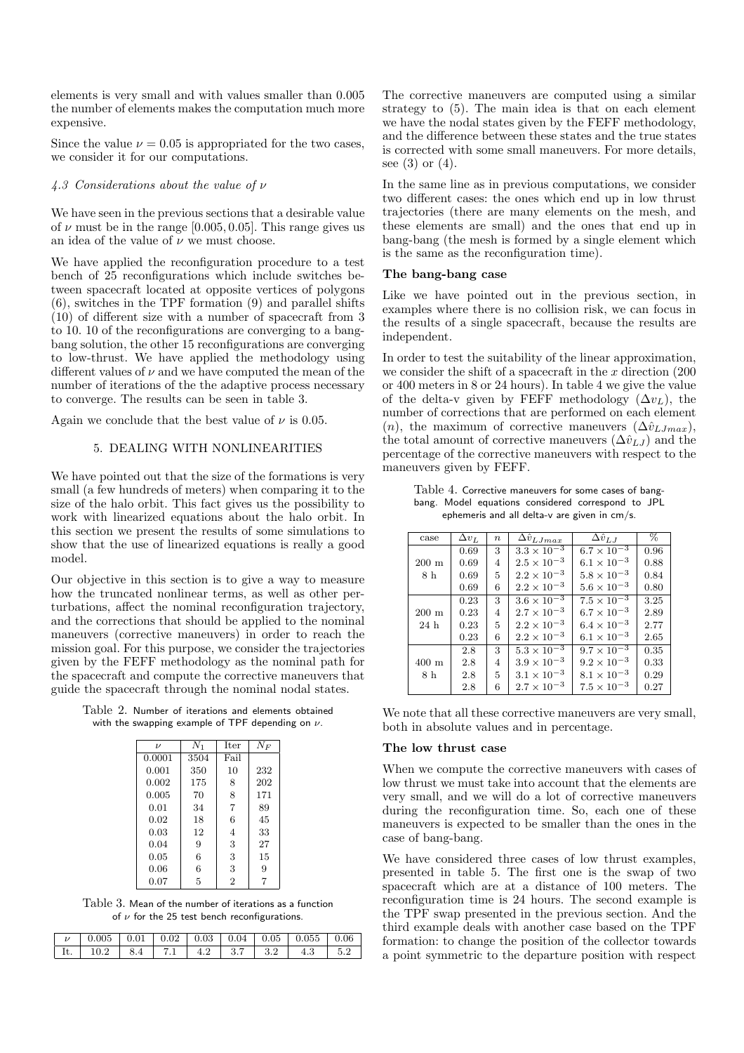elements is very small and with values smaller than 0.005 the number of elements makes the computation much more expensive.

Since the value $\nu = 0.05$ is appropriated for the two cases, we consider it for our computations.

### 4.3 Considerations about the value of $\nu$

We have seen in the previous sections that a desirable value of $\nu$ must be in the range $[0.005, 0.05]$. This range gives us an idea of the value of $\nu$ we must choose.

We have applied the reconfiguration procedure to a test bench of 25 reconfigurations which include switches between spacecraft located at opposite vertices of polygons (6), switches in the TPF formation (9) and parallel shifts (10) of different size with a number of spacecraft from 3 to 10. 10 of the reconfigurations are converging to a bang-bang solution, the other 15 reconfigurations are converging to low-thrust. We have applied the methodology using different values of $\nu$ and we have computed the mean of the number of iterations of the the adaptive process necessary to converge. The results can be seen in table 3.

Again we conclude that the best value of $\nu$ is 0.05.

## 5. DEALING WITH NONLINEARITIES

We have pointed out that the size of the formations is very small (a few hundreds of meters) when comparing it to the size of the halo orbit. This fact gives us the possibility to work with linearized equations about the halo orbit. In this section we present the results of some simulations to show that the use of linearized equations is really a good model.

Our objective in this section is to give a way to measure how the truncated nonlinear terms, as well as other perturbations, affect the nominal reconfiguration trajectory, and the corrections that should be applied to the nominal maneuvers (corrective maneuvers) in order to reach the mission goal. For this purpose, we consider the trajectories given by the FEFF methodology as the nominal path for the spacecraft and compute the corrective maneuvers that guide the spacecraft through the nominal nodal states.

Table 2. Number of iterations and elements obtained with the swapping example of TPF depending on $\nu$.

| $\nu$ | $N_1$ | Iter | $N_F$ |
|---|---|---|---|
| 0.0001 | 3504 | Fail | |
| 0.001 | 350 | 10 | 232 |
| 0.002 | 175 | 8 | 202 |
| 0.005 | 70 | 8 | 171 |
| 0.01 | 34 | 7 | 89 |
| 0.02 | 18 | 6 | 45 |
| 0.03 | 12 | 4 | 33 |
| 0.04 | 9 | 3 | 27 |
| 0.05 | 6 | 3 | 15 |
| 0.06 | 6 | 3 | 9 |
| 0.07 | 5 | 2 | 7 |

Table 3. Mean of the number of iterations as a function of $\nu$ for the 25 test bench reconfigurations.

| $\nu$ | 0.005 | 0.01 | 0.02 | 0.03 | 0.04 | 0.05 | 0.055 | 0.06 |
|---|---|---|---|---|---|---|---|---|
| It. | 10.2 | 8.4 | 7.1 | 4.2 | 3.7 | 3.2 | 4.3 | 5.2 |

The corrective maneuvers are computed using a similar strategy to (5). The main idea is that on each element we have the nodal states given by the FEFF methodology, and the difference between these states and the true states is corrected with some small maneuvers. For more details, see (3) or (4).

In the same line as in previous computations, we consider two different cases: the ones which end up in low thrust trajectories (there are many elements on the mesh, and these elements are small) and the ones that end up in bang-bang (the mesh is formed by a single element which is the same as the reconfiguration time).

**The bang-bang case**

Like we have pointed out in the previous section, in examples where there is no collision risk, we can focus in the results of a single spacecraft, because the results are independent.

In order to test the suitability of the linear approximation, we consider the shift of a spacecraft in the $x$ direction (200 or 400 meters in 8 or 24 hours). In table 4 we give the value of the delta-v given by FEFF methodology ($\Delta v_L$), the number of corrections that are performed on each element ($n$), the maximum of corrective maneuvers ($\Delta \hat{v}_{LJmax}$), the total amount of corrective maneuvers ($\Delta \hat{v}_{LJ}$) and the percentage of the corrective maneuvers with respect to the maneuvers given by FEFF.

Table 4. Corrective maneuvers for some cases of bang-bang. Model equations considered correspond to JPL ephemeris and all delta-v are given in cm/s.

| case | $\Delta v_L$ | $n$ | $\Delta \hat{v}_{LJmax}$ | $\Delta \hat{v}_{LJ}$ | % |
|---|---|---|---|---|---|
| 200 m 8 h | 0.69 | 3 | $3.3 \times 10^{-3}$ | $6.7 \times 10^{-3}$ | 0.96 |
| | 0.69 | 4 | $2.5 \times 10^{-3}$ | $6.1 \times 10^{-3}$ | 0.88 |
| | 0.69 | 5 | $2.2 \times 10^{-3}$ | $5.8 \times 10^{-3}$ | 0.84 |
| | 0.69 | 6 | $2.2 \times 10^{-3}$ | $5.6 \times 10^{-3}$ | 0.80 |
| 200 m 24 h | 0.23 | 3 | $3.6 \times 10^{-3}$ | $7.5 \times 10^{-3}$ | 3.25 |
| | 0.23 | 4 | $2.7 \times 10^{-3}$ | $6.7 \times 10^{-3}$ | 2.89 |
| | 0.23 | 5 | $2.2 \times 10^{-3}$ | $6.4 \times 10^{-3}$ | 2.77 |
| | 0.23 | 6 | $2.2 \times 10^{-3}$ | $6.1 \times 10^{-3}$ | 2.65 |
| 400 m 8 h | 2.8 | 3 | $5.3 \times 10^{-3}$ | $9.7 \times 10^{-3}$ | 0.35 |
| | 2.8 | 4 | $3.9 \times 10^{-3}$ | $9.2 \times 10^{-3}$ | 0.33 |
| | 2.8 | 5 | $3.1 \times 10^{-3}$ | $8.1 \times 10^{-3}$ | 0.29 |
| | 2.8 | 6 | $2.7 \times 10^{-3}$ | $7.5 \times 10^{-3}$ | 0.27 |

We note that all these corrective maneuvers are very small, both in absolute values and in percentage.

**The low thrust case**

When we compute the corrective maneuvers with cases of low thrust we must take into account that the elements are very small, and we will do a lot of corrective maneuvers during the reconfiguration time. So, each one of these maneuvers is expected to be smaller than the ones in the case of bang-bang.

We have considered three cases of low thrust examples, presented in table 5. The first one is the swap of two spacecraft which are at a distance of 100 meters. The reconfiguration time is 24 hours. The second example is the TPF swap presented in the previous section. And the third example deals with another case based on the TPF formation: to change the position of the collector towards a point symmetric to the departure position with respect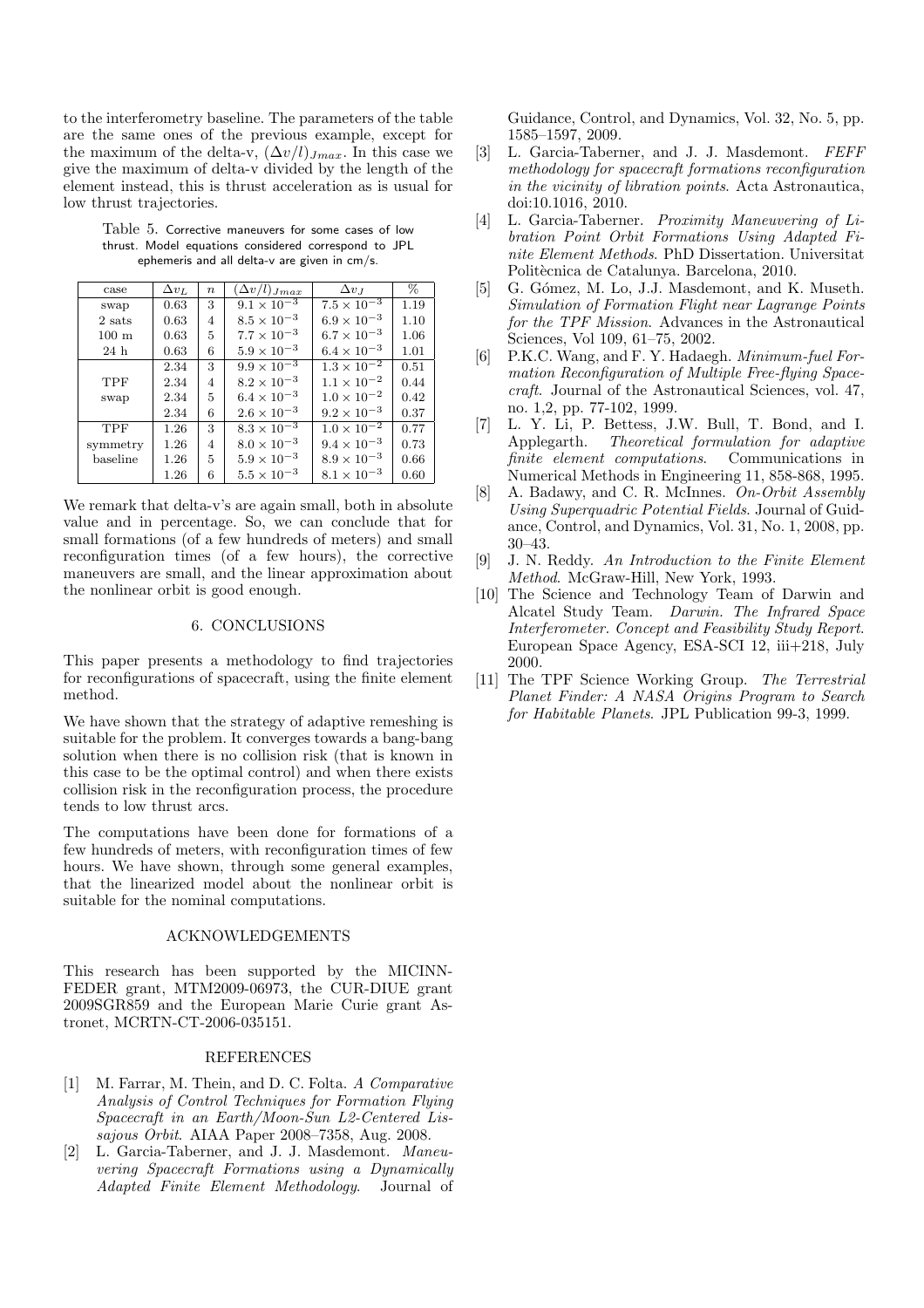to the interferometry baseline. The parameters of the table are the same ones of the previous example, except for the maximum of the delta-v, $(\Delta v/l)_{Jmax}$. In this case we give the maximum of delta-v divided by the length of the element instead, this is thrust acceleration as is usual for low thrust trajectories.

Table 5. Corrective maneuvers for some cases of low thrust. Model equations considered correspond to JPL ephemeris and all delta-v are given in cm/s.

| case | $\Delta v_L$ | $n$ | $(\Delta v/l)_{Jmax}$ | $\Delta v_J$ | % |
|---|---|---|---|---|---|
| swap | 0.63 | 3 | $9.1 \times 10^{-3}$ | $7.5 \times 10^{-3}$ | 1.19 |
| 2 sats | 0.63 | 4 | $8.5 \times 10^{-3}$ | $6.9 \times 10^{-3}$ | 1.10 |
| 100 m | 0.63 | 5 | $7.7 \times 10^{-3}$ | $6.7 \times 10^{-3}$ | 1.06 |
| 24 h | 0.63 | 6 | $5.9 \times 10^{-3}$ | $6.4 \times 10^{-3}$ | 1.01 |
| | 2.34 | 3 | $9.9 \times 10^{-3}$ | $1.3 \times 10^{-2}$ | 0.51 |
| TPF | 2.34 | 4 | $8.2 \times 10^{-3}$ | $1.1 \times 10^{-2}$ | 0.44 |
| swap | 2.34 | 5 | $6.4 \times 10^{-3}$ | $1.0 \times 10^{-2}$ | 0.42 |
| | 2.34 | 6 | $2.6 \times 10^{-3}$ | $9.2 \times 10^{-3}$ | 0.37 |
| TPF | 1.26 | 3 | $8.3 \times 10^{-3}$ | $1.0 \times 10^{-2}$ | 0.77 |
| symmetry | 1.26 | 4 | $8.0 \times 10^{-3}$ | $9.4 \times 10^{-3}$ | 0.73 |
| baseline | 1.26 | 5 | $5.9 \times 10^{-3}$ | $8.9 \times 10^{-3}$ | 0.66 |
| | 1.26 | 6 | $5.5 \times 10^{-3}$ | $8.1 \times 10^{-3}$ | 0.60 |

We remark that delta-v's are again small, both in absolute value and in percentage. So, we can conclude that for small formations (of a few hundreds of meters) and small reconfiguration times (of a few hours), the corrective maneuvers are small, and the linear approximation about the nonlinear orbit is good enough.

## 6. CONCLUSIONS

This paper presents a methodology to find trajectories for reconfigurations of spacecraft, using the finite element method.

We have shown that the strategy of adaptive remeshing is suitable for the problem. It converges towards a bang-bang solution when there is no collision risk (that is known in this case to be the optimal control) and when there exists collision risk in the reconfiguration process, the procedure tends to low thrust arcs.

The computations have been done for formations of a few hundreds of meters, with reconfiguration times of few hours. We have shown, through some general examples, that the linearized model about the nonlinear orbit is suitable for the nominal computations.

## ACKNOWLEDGEMENTS

This research has been supported by the MICINN-FEDER grant, MTM2009-06973, the CUR-DIUE grant 2009SGR859 and the European Marie Curie grant Astronet, MCRTN-CT-2006-035151.

## REFERENCES

[1] M. Farrar, M. Thein, and D. C. Folta. *A Comparative Analysis of Control Techniques for Formation Flying Spacecraft in an Earth/Moon-Sun L2-Centered Lissajous Orbit*. AIAA Paper 2008–7358, Aug. 2008.

[2] L. Garcia-Taberner, and J. J. Masdemont. *Maneuvering Spacecraft Formations using a Dynamically Adapted Finite Element Methodology*. Journal of Guidance, Control, and Dynamics, Vol. 32, No. 5, pp. 1585–1597, 2009.

[3] L. Garcia-Taberner, and J. J. Masdemont. *FEFF methodology for spacecraft formations reconfiguration in the vicinity of libration points*. Acta Astronautica, doi:10.1016, 2010.

[4] L. Garcia-Taberner. *Proximity Maneuvering of Libration Point Orbit Formations Using Adapted Finite Element Methods*. PhD Dissertation. Universitat Politècnica de Catalunya. Barcelona, 2010.

[5] G. Gómez, M. Lo, J.J. Masdemont, and K. Museth. *Simulation of Formation Flight near Lagrange Points for the TPF Mission*. Advances in the Astronautical Sciences, Vol 109, 61–75, 2002.

[6] P.K.C. Wang, and F. Y. Hadaegh. *Minimum-fuel Formation Reconfiguration of Multiple Free-flying Spacecraft*. Journal of the Astronautical Sciences, vol. 47, no. 1,2, pp. 77-102, 1999.

[7] L. Y. Li, P. Bettess, J.W. Bull, T. Bond, and I. Applegarth. *Theoretical formulation for adaptive finite element computations*. Communications in Numerical Methods in Engineering 11, 858-868, 1995.

[8] A. Badawy, and C. R. McInnes. *On-Orbit Assembly Using Superquadric Potential Fields*. Journal of Guidance, Control, and Dynamics, Vol. 31, No. 1, 2008, pp. 30–43.

[9] J. N. Reddy. *An Introduction to the Finite Element Method*. McGraw-Hill, New York, 1993.

[10] The Science and Technology Team of Darwin and Alcatel Study Team. *Darwin. The Infrared Space Interferometer. Concept and Feasibility Study Report*. European Space Agency, ESA-SCI 12, iii+218, July 2000.

[11] The TPF Science Working Group. *The Terrestrial Planet Finder: A NASA Origins Program to Search for Habitable Planets*. JPL Publication 99-3, 1999.